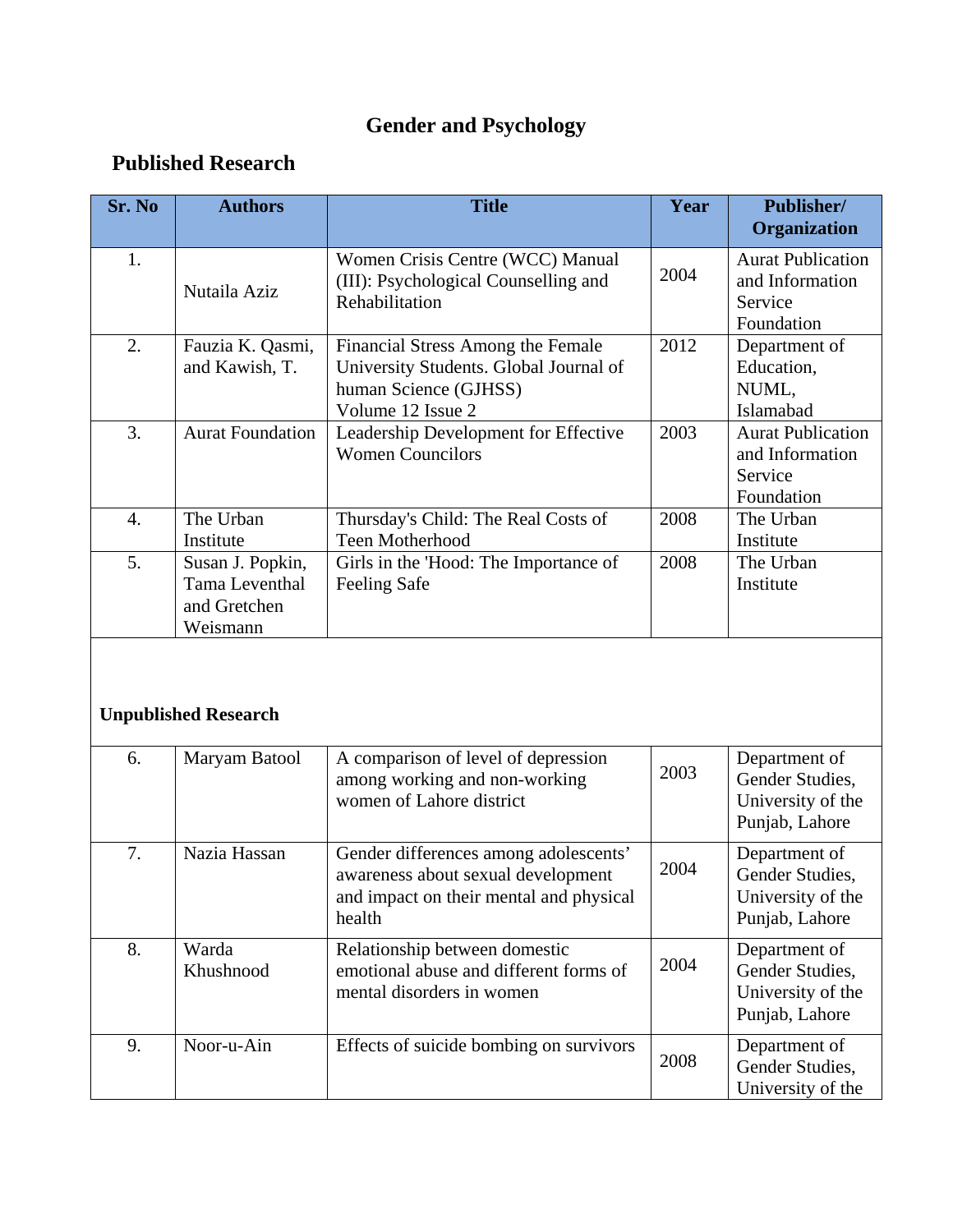# Gender and Psychology

## Published Research

| Sr. No | Authors | Title | Year | Publisher/ Organization |
|---|---|---|---|---|
| 1. | Nutaila Aziz | Women Crisis Centre (WCC) Manual (III): Psychological Counselling and Rehabilitation | 2004 | Aurat Publication and Information Service Foundation |
| 2. | Fauzia K. Qasmi, and Kawish, T. | Financial Stress Among the Female University Students. Global Journal of human Science (GJHSS) Volume 12 Issue 2 | 2012 | Department of Education, NUML, Islamabad |
| 3. | Aurat Foundation | Leadership Development for Effective Women Councilors | 2003 | Aurat Publication and Information Service Foundation |
| 4. | The Urban Institute | Thursday's Child: The Real Costs of Teen Motherhood | 2008 | The Urban Institute |
| 5. | Susan J. Popkin, Tama Leventhal and Gretchen Weismann | Girls in the 'Hood: The Importance of Feeling Safe | 2008 | The Urban Institute |
| **Unpublished Research** | | | | |
| 6. | Maryam Batool | A comparison of level of depression among working and non-working women of Lahore district | 2003 | Department of Gender Studies, University of the Punjab, Lahore |
| 7. | Nazia Hassan | Gender differences among adolescents' awareness about sexual development and impact on their mental and physical health | 2004 | Department of Gender Studies, University of the Punjab, Lahore |
| 8. | Warda Khushnood | Relationship between domestic emotional abuse and different forms of mental disorders in women | 2004 | Department of Gender Studies, University of the Punjab, Lahore |
| 9. | Noor-u-Ain | Effects of suicide bombing on survivors | 2008 | Department of Gender Studies, University of the |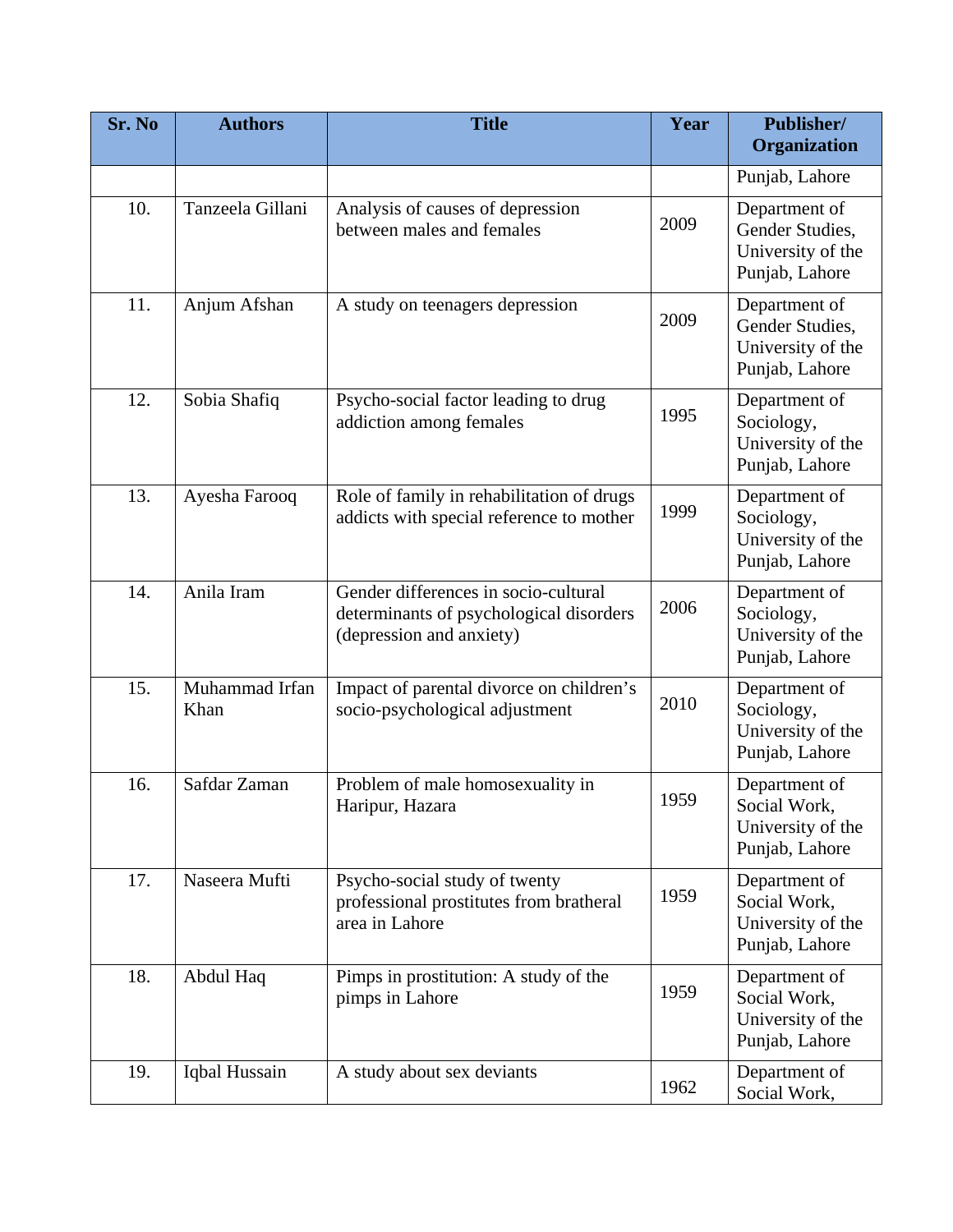| Sr. No | Authors | Title | Year | Publisher/ Organization |
|---|---|---|---|---|
| | | | | Punjab, Lahore |
| 10. | Tanzeela Gillani | Analysis of causes of depression between males and females | 2009 | Department of Gender Studies, University of the Punjab, Lahore |
| 11. | Anjum Afshan | A study on teenagers depression | 2009 | Department of Gender Studies, University of the Punjab, Lahore |
| 12. | Sobia Shafiq | Psycho-social factor leading to drug addiction among females | 1995 | Department of Sociology, University of the Punjab, Lahore |
| 13. | Ayesha Farooq | Role of family in rehabilitation of drugs addicts with special reference to mother | 1999 | Department of Sociology, University of the Punjab, Lahore |
| 14. | Anila Iram | Gender differences in socio-cultural determinants of psychological disorders (depression and anxiety) | 2006 | Department of Sociology, University of the Punjab, Lahore |
| 15. | Muhammad Irfan Khan | Impact of parental divorce on children's socio-psychological adjustment | 2010 | Department of Sociology, University of the Punjab, Lahore |
| 16. | Safdar Zaman | Problem of male homosexuality in Haripur, Hazara | 1959 | Department of Social Work, University of the Punjab, Lahore |
| 17. | Naseera Mufti | Psycho-social study of twenty professional prostitutes from bratheral area in Lahore | 1959 | Department of Social Work, University of the Punjab, Lahore |
| 18. | Abdul Haq | Pimps in prostitution: A study of the pimps in Lahore | 1959 | Department of Social Work, University of the Punjab, Lahore |
| 19. | Iqbal Hussain | A study about sex deviants | 1962 | Department of Social Work, |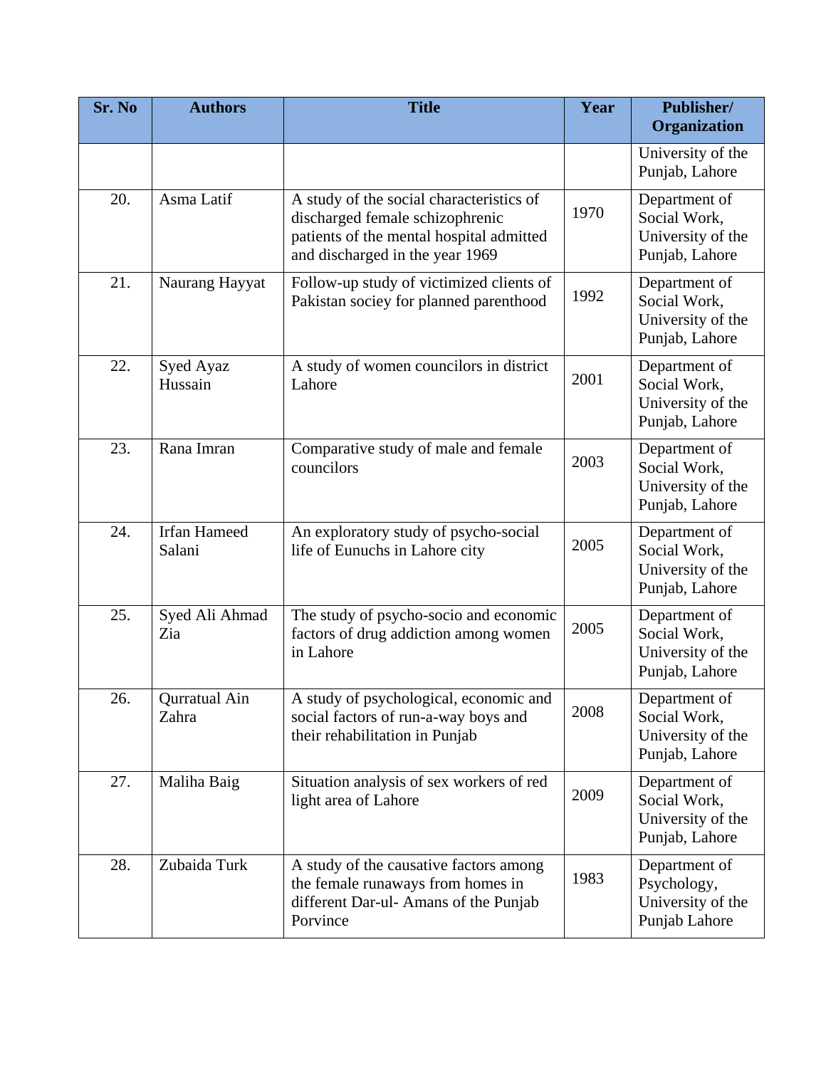| Sr. No | Authors | Title | Year | Publisher/ Organization |
|---|---|---|---|---|
| | | | | University of the Punjab, Lahore |
| 20. | Asma Latif | A study of the social characteristics of discharged female schizophrenic patients of the mental hospital admitted and discharged in the year 1969 | 1970 | Department of Social Work, University of the Punjab, Lahore |
| 21. | Naurang Hayyat | Follow-up study of victimized clients of Pakistan sociey for planned parenthood | 1992 | Department of Social Work, University of the Punjab, Lahore |
| 22. | Syed Ayaz Hussain | A study of women councilors in district Lahore | 2001 | Department of Social Work, University of the Punjab, Lahore |
| 23. | Rana Imran | Comparative study of male and female councilors | 2003 | Department of Social Work, University of the Punjab, Lahore |
| 24. | Irfan Hameed Salani | An exploratory study of psycho-social life of Eunuchs in Lahore city | 2005 | Department of Social Work, University of the Punjab, Lahore |
| 25. | Syed Ali Ahmad Zia | The study of psycho-socio and economic factors of drug addiction among women in Lahore | 2005 | Department of Social Work, University of the Punjab, Lahore |
| 26. | Qurratual Ain Zahra | A study of psychological, economic and social factors of run-a-way boys and their rehabilitation in Punjab | 2008 | Department of Social Work, University of the Punjab, Lahore |
| 27. | Maliha Baig | Situation analysis of sex workers of red light area of Lahore | 2009 | Department of Social Work, University of the Punjab, Lahore |
| 28. | Zubaida Turk | A study of the causative factors among the female runaways from homes in different Dar-ul- Amans of the Punjab Porvince | 1983 | Department of Psychology, University of the Punjab Lahore |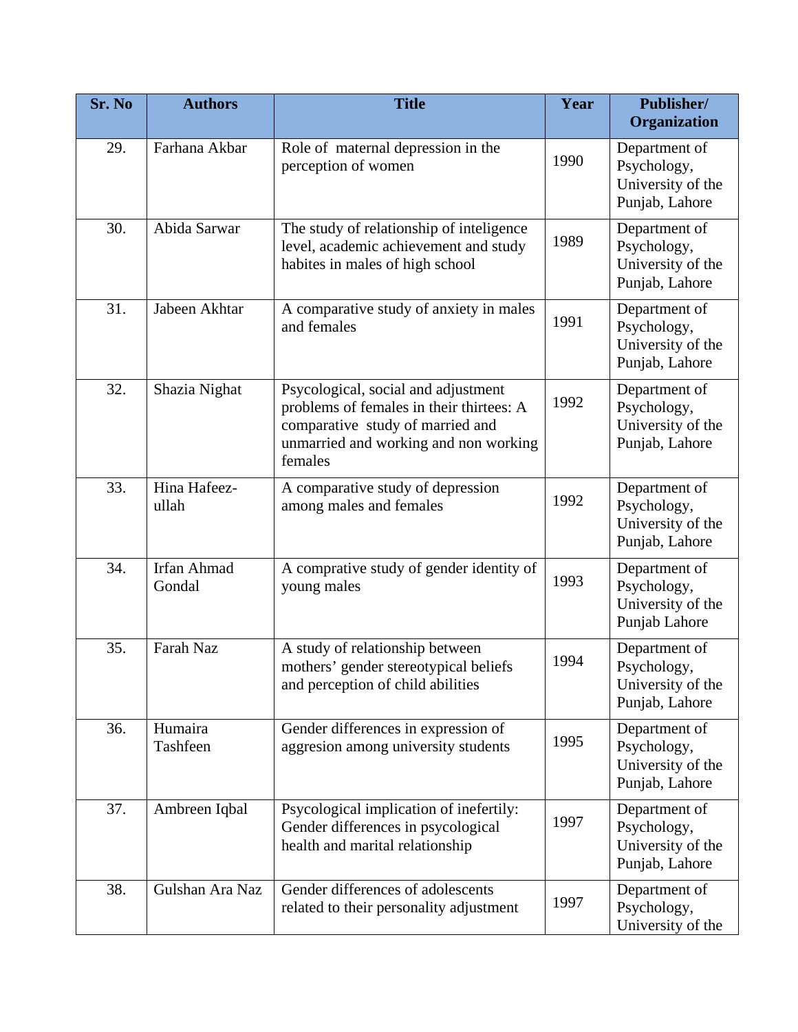| Sr. No | Authors | Title | Year | Publisher/ Organization |
|---|---|---|---|---|
| 29. | Farhana Akbar | Role of maternal depression in the perception of women | 1990 | Department of Psychology, University of the Punjab, Lahore |
| 30. | Abida Sarwar | The study of relationship of inteligence level, academic achievement and study habites in males of high school | 1989 | Department of Psychology, University of the Punjab, Lahore |
| 31. | Jabeen Akhtar | A comparative study of anxiety in males and females | 1991 | Department of Psychology, University of the Punjab, Lahore |
| 32. | Shazia Nighat | Psycological, social and adjustment problems of females in their thirtees: A comparative study of married and unmarried and working and non working females | 1992 | Department of Psychology, University of the Punjab, Lahore |
| 33. | Hina Hafeez-ullah | A comparative study of depression among males and females | 1992 | Department of Psychology, University of the Punjab, Lahore |
| 34. | Irfan Ahmad Gondal | A comprative study of gender identity of young males | 1993 | Department of Psychology, University of the Punjab Lahore |
| 35. | Farah Naz | A study of relationship between mothers' gender stereotypical beliefs and perception of child abilities | 1994 | Department of Psychology, University of the Punjab, Lahore |
| 36. | Humaira Tashfeen | Gender differences in expression of aggresion among university students | 1995 | Department of Psychology, University of the Punjab, Lahore |
| 37. | Ambreen Iqbal | Psycological implication of inefertily: Gender differences in psycological health and marital relationship | 1997 | Department of Psychology, University of the Punjab, Lahore |
| 38. | Gulshan Ara Naz | Gender differences of adolescents related to their personality adjustment | 1997 | Department of Psychology, University of the |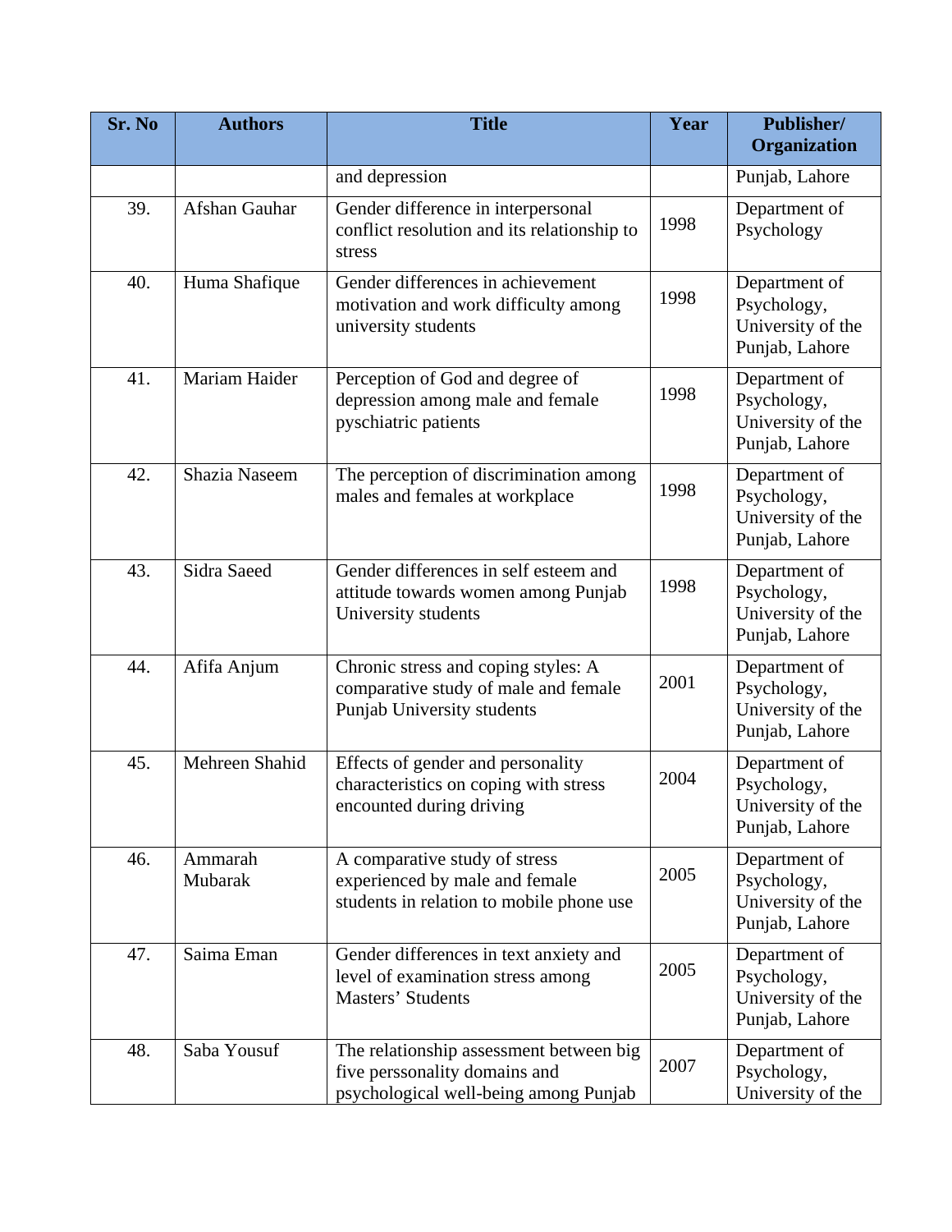| Sr. No | Authors | Title | Year | Publisher/ Organization |
|---|---|---|---|---|
| | | and depression | | Punjab, Lahore |
| 39. | Afshan Gauhar | Gender difference in interpersonal conflict resolution and its relationship to stress | 1998 | Department of Psychology |
| 40. | Huma Shafique | Gender differences in achievement motivation and work difficulty among university students | 1998 | Department of Psychology, University of the Punjab, Lahore |
| 41. | Mariam Haider | Perception of God and degree of depression among male and female pyschiatric patients | 1998 | Department of Psychology, University of the Punjab, Lahore |
| 42. | Shazia Naseem | The perception of discrimination among males and females at workplace | 1998 | Department of Psychology, University of the Punjab, Lahore |
| 43. | Sidra Saeed | Gender differences in self esteem and attitude towards women among Punjab University students | 1998 | Department of Psychology, University of the Punjab, Lahore |
| 44. | Afifa Anjum | Chronic stress and coping styles: A comparative study of male and female Punjab University students | 2001 | Department of Psychology, University of the Punjab, Lahore |
| 45. | Mehreen Shahid | Effects of gender and personality characteristics on coping with stress encountered during driving | 2004 | Department of Psychology, University of the Punjab, Lahore |
| 46. | Ammarah Mubarak | A comparative study of stress experienced by male and female students in relation to mobile phone use | 2005 | Department of Psychology, University of the Punjab, Lahore |
| 47. | Saima Eman | Gender differences in text anxiety and level of examination stress among Masters' Students | 2005 | Department of Psychology, University of the Punjab, Lahore |
| 48. | Saba Yousuf | The relationship assessment between big five perssonality domains and psychological well-being among Punjab | 2007 | Department of Psychology, University of the |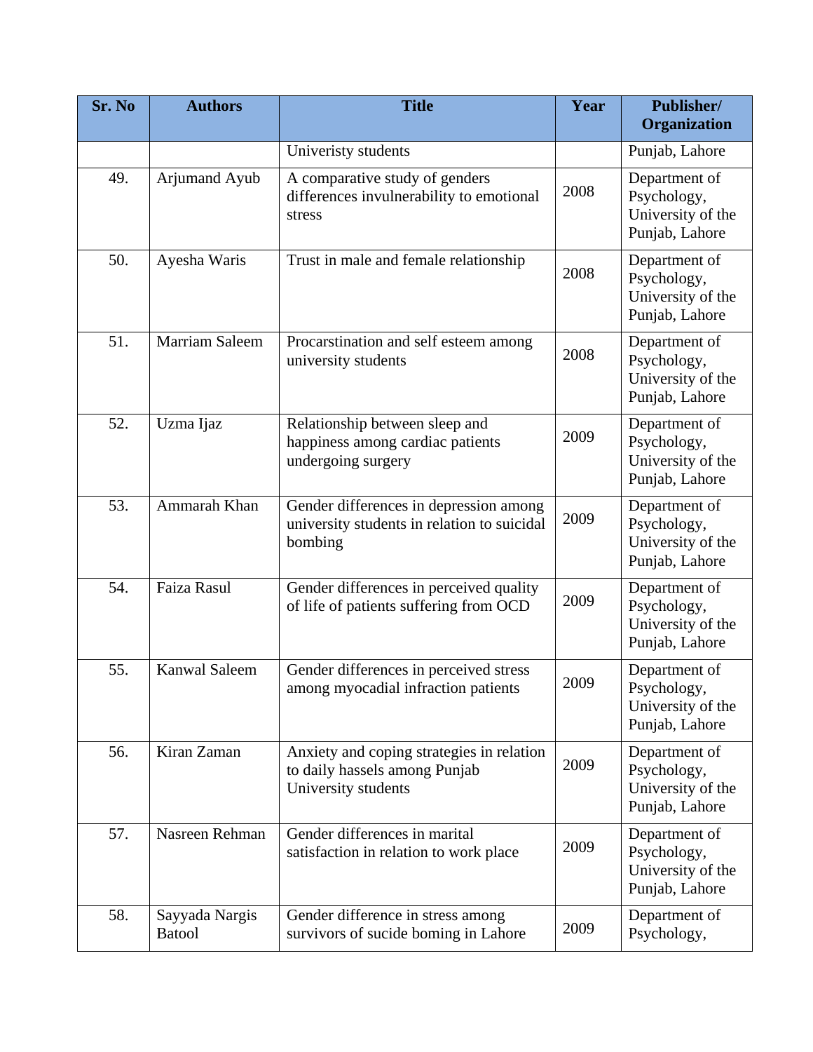| Sr. No | Authors | Title | Year | Publisher/ Organization |
|---|---|---|---|---|
| | | Univeristy students | | Punjab, Lahore |
| 49. | Arjumand Ayub | A comparative study of genders differences invulnerability to emotional stress | 2008 | Department of Psychology, University of the Punjab, Lahore |
| 50. | Ayesha Waris | Trust in male and female relationship | 2008 | Department of Psychology, University of the Punjab, Lahore |
| 51. | Marriam Saleem | Procarstination and self esteem among university students | 2008 | Department of Psychology, University of the Punjab, Lahore |
| 52. | Uzma Ijaz | Relationship between sleep and happiness among cardiac patients undergoing surgery | 2009 | Department of Psychology, University of the Punjab, Lahore |
| 53. | Ammarah Khan | Gender differences in depression among university students in relation to suicidal bombing | 2009 | Department of Psychology, University of the Punjab, Lahore |
| 54. | Faiza Rasul | Gender differences in perceived quality of life of patients suffering from OCD | 2009 | Department of Psychology, University of the Punjab, Lahore |
| 55. | Kanwal Saleem | Gender differences in perceived stress among myocadial infraction patients | 2009 | Department of Psychology, University of the Punjab, Lahore |
| 56. | Kiran Zaman | Anxiety and coping strategies in relation to daily hassels among Punjab University students | 2009 | Department of Psychology, University of the Punjab, Lahore |
| 57. | Nasreen Rehman | Gender differences in marital satisfaction in relation to work place | 2009 | Department of Psychology, University of the Punjab, Lahore |
| 58. | Sayyada Nargis Batool | Gender difference in stress among survivors of sucide boming in Lahore | 2009 | Department of Psychology, |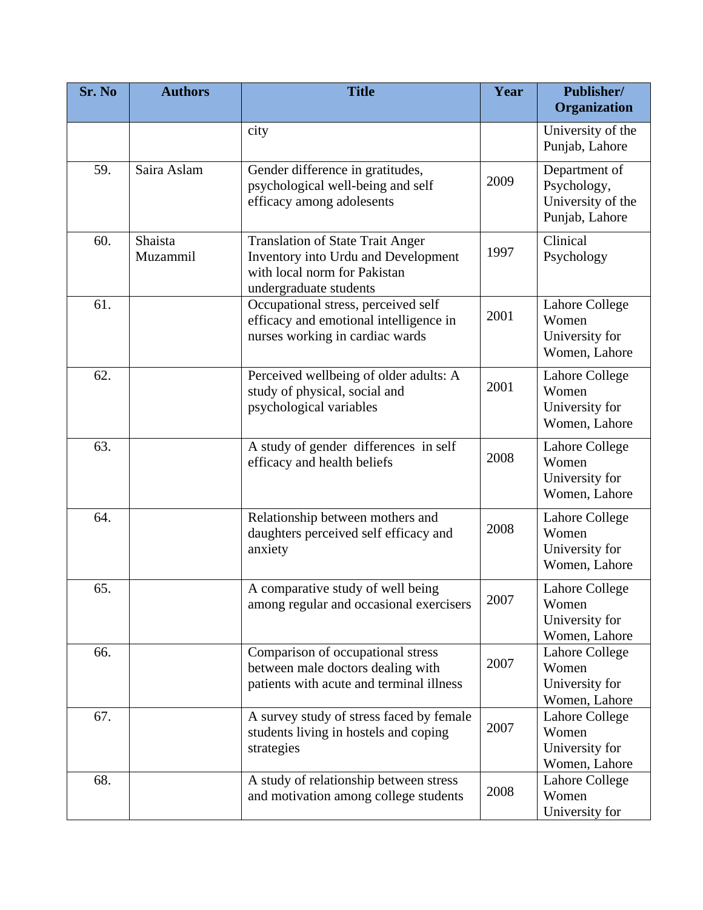| Sr. No | Authors | Title | Year | Publisher/ Organization |
|---|---|---|---|---|
| | | city | | University of the Punjab, Lahore |
| 59. | Saira Aslam | Gender difference in gratitudes, psychological well-being and self efficacy among adolesents | 2009 | Department of Psychology, University of the Punjab, Lahore |
| 60. | Shaista Muzammil | Translation of State Trait Anger Inventory into Urdu and Development with local norm for Pakistan undergraduate students | 1997 | Clinical Psychology |
| 61. | | Occupational stress, perceived self efficacy and emotional intelligence in nurses working in cardiac wards | 2001 | Lahore College Women University for Women, Lahore |
| 62. | | Perceived wellbeing of older adults: A study of physical, social and psychological variables | 2001 | Lahore College Women University for Women, Lahore |
| 63. | | A study of gender differences in self efficacy and health beliefs | 2008 | Lahore College Women University for Women, Lahore |
| 64. | | Relationship between mothers and daughters perceived self efficacy and anxiety | 2008 | Lahore College Women University for Women, Lahore |
| 65. | | A comparative study of well being among regular and occasional exercisers | 2007 | Lahore College Women University for Women, Lahore |
| 66. | | Comparison of occupational stress between male doctors dealing with patients with acute and terminal illness | 2007 | Lahore College Women University for Women, Lahore |
| 67. | | A survey study of stress faced by female students living in hostels and coping strategies | 2007 | Lahore College Women University for Women, Lahore |
| 68. | | A study of relationship between stress and motivation among college students | 2008 | Lahore College Women University for |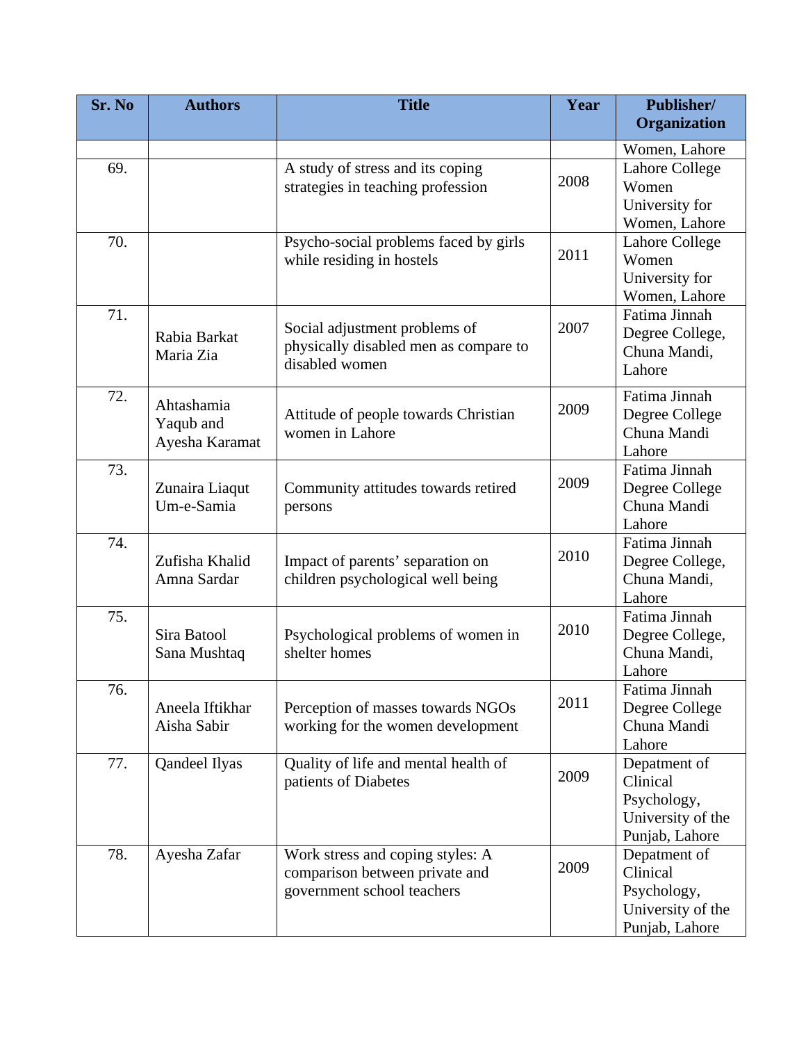| Sr. No | Authors | Title | Year | Publisher/ Organization |
|---|---|---|---|---|
| | | | | Women, Lahore |
| 69. | | A study of stress and its coping strategies in teaching profession | 2008 | Lahore College Women University for Women, Lahore |
| 70. | | Psycho-social problems faced by girls while residing in hostels | 2011 | Lahore College Women University for Women, Lahore |
| 71. | Rabia Barkat Maria Zia | Social adjustment problems of physically disabled men as compare to disabled women | 2007 | Fatima Jinnah Degree College, Chuna Mandi, Lahore |
| 72. | Ahtashamia Yaqub and Ayesha Karamat | Attitude of people towards Christian women in Lahore | 2009 | Fatima Jinnah Degree College Chuna Mandi Lahore |
| 73. | Zunaira Liaqut Um-e-Samia | Community attitudes towards retired persons | 2009 | Fatima Jinnah Degree College Chuna Mandi Lahore |
| 74. | Zufisha Khalid Amna Sardar | Impact of parents' separation on children psychological well being | 2010 | Fatima Jinnah Degree College, Chuna Mandi, Lahore |
| 75. | Sira Batool Sana Mushtaq | Psychological problems of women in shelter homes | 2010 | Fatima Jinnah Degree College, Chuna Mandi, Lahore |
| 76. | Aneela Iftikhar Aisha Sabir | Perception of masses towards NGOs working for the women development | 2011 | Fatima Jinnah Degree College Chuna Mandi Lahore |
| 77. | Qandeel Ilyas | Quality of life and mental health of patients of Diabetes | 2009 | Depatment of Clinical Psychology, University of the Punjab, Lahore |
| 78. | Ayesha Zafar | Work stress and coping styles: A comparison between private and government school teachers | 2009 | Depatment of Clinical Psychology, University of the Punjab, Lahore |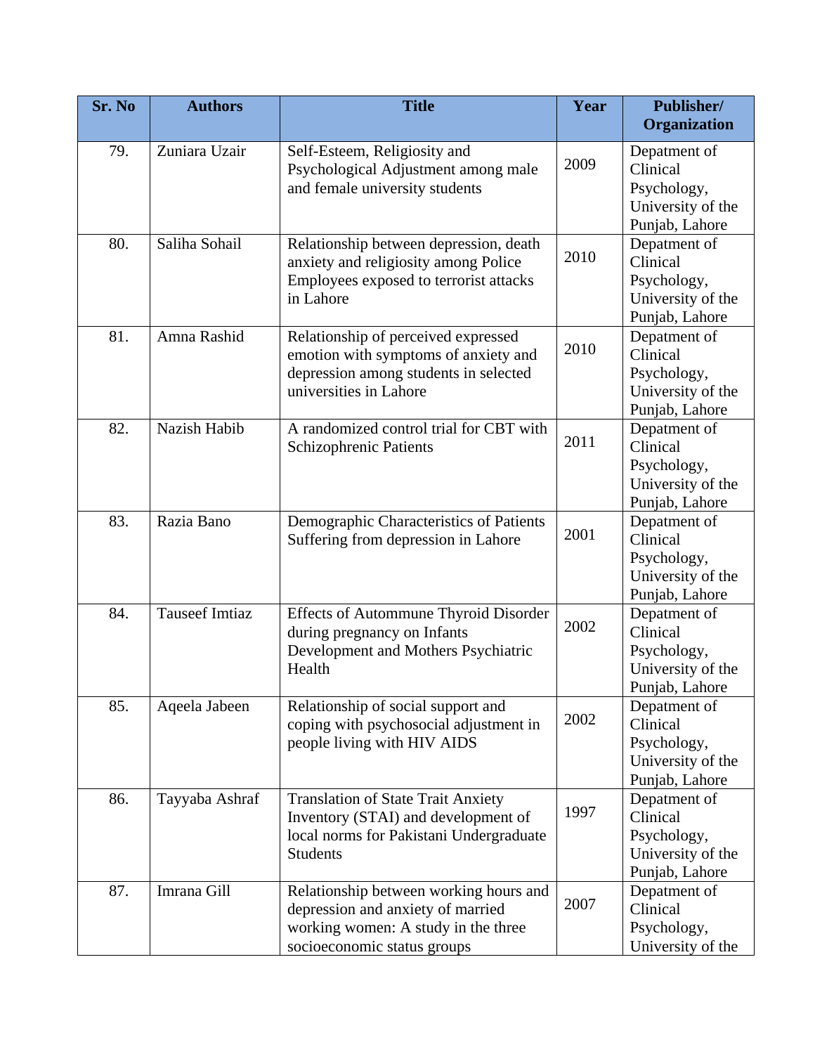| Sr. No | Authors | Title | Year | Publisher/ Organization |
|---|---|---|---|---|
| 79. | Zuniara Uzair | Self-Esteem, Religiosity and Psychological Adjustment among male and female university students | 2009 | Depatment of Clinical Psychology, University of the Punjab, Lahore |
| 80. | Saliha Sohail | Relationship between depression, death anxiety and religiosity among Police Employees exposed to terrorist attacks in Lahore | 2010 | Depatment of Clinical Psychology, University of the Punjab, Lahore |
| 81. | Amna Rashid | Relationship of perceived expressed emotion with symptoms of anxiety and depression among students in selected universities in Lahore | 2010 | Depatment of Clinical Psychology, University of the Punjab, Lahore |
| 82. | Nazish Habib | A randomized control trial for CBT with Schizophrenic Patients | 2011 | Depatment of Clinical Psychology, University of the Punjab, Lahore |
| 83. | Razia Bano | Demographic Characteristics of Patients Suffering from depression in Lahore | 2001 | Depatment of Clinical Psychology, University of the Punjab, Lahore |
| 84. | Tauseef Imtiaz | Effects of Autommune Thyroid Disorder during pregnancy on Infants Development and Mothers Psychiatric Health | 2002 | Depatment of Clinical Psychology, University of the Punjab, Lahore |
| 85. | Aqeela Jabeen | Relationship of social support and coping with psychosocial adjustment in people living with HIV AIDS | 2002 | Depatment of Clinical Psychology, University of the Punjab, Lahore |
| 86. | Tayyaba Ashraf | Translation of State Trait Anxiety Inventory (STAI) and development of local norms for Pakistani Undergraduate Students | 1997 | Depatment of Clinical Psychology, University of the Punjab, Lahore |
| 87. | Imrana Gill | Relationship between working hours and depression and anxiety of married working women: A study in the three socioeconomic status groups | 2007 | Depatment of Clinical Psychology, University of the |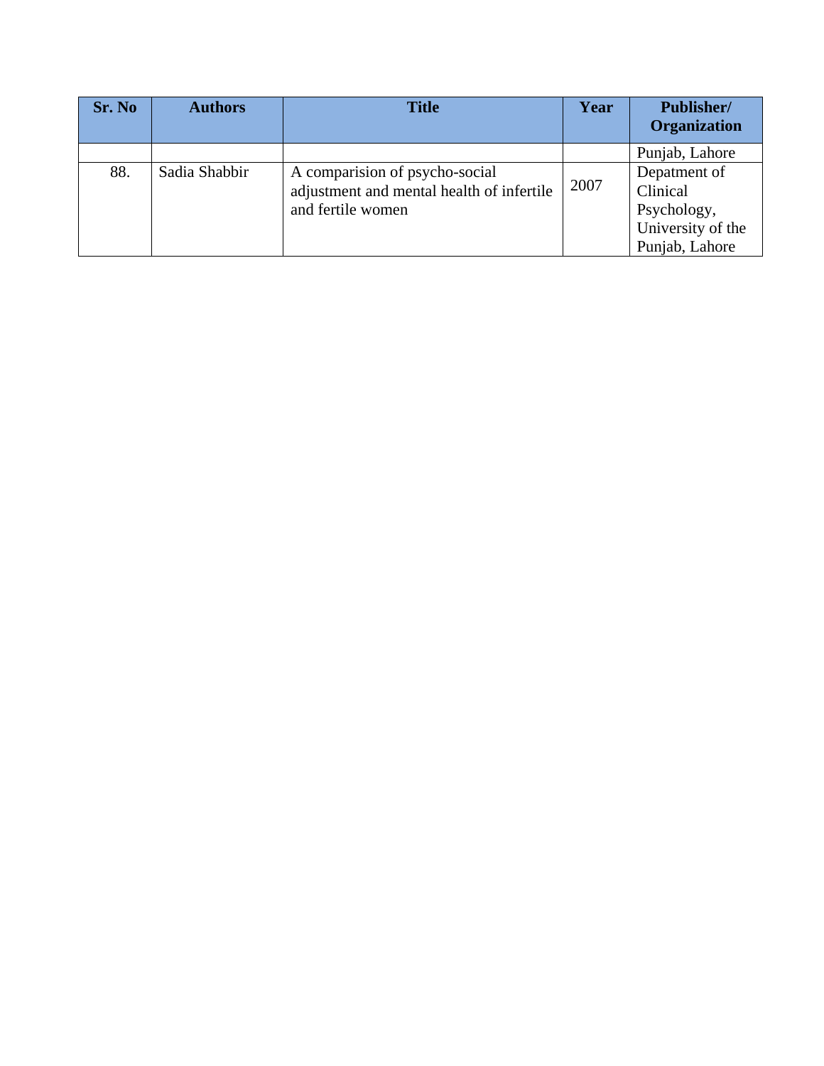| Sr. No | Authors | Title | Year | Publisher/ Organization |
|---|---|---|---|---|
| | | | | Punjab, Lahore |
| 88. | Sadia Shabbir | A comparision of psycho-social adjustment and mental health of infertile and fertile women | 2007 | Depatment of Clinical Psychology, University of the Punjab, Lahore |